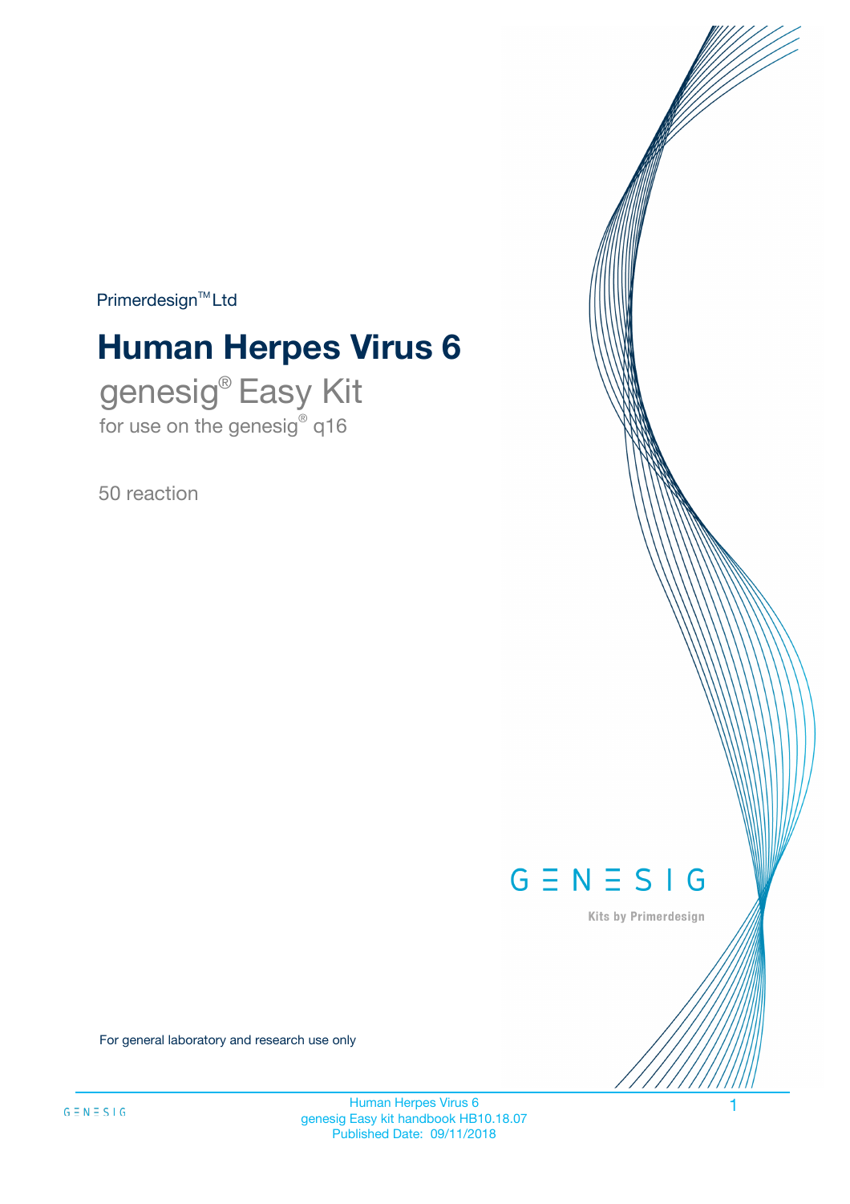Primerdesign™ Ltd

# Human Herpes Virus 6

## genesig® Easy Kit

for use on the genesig® q16

50 reaction

GENESIG

Kits by Primerdesign

For general laboratory and research use only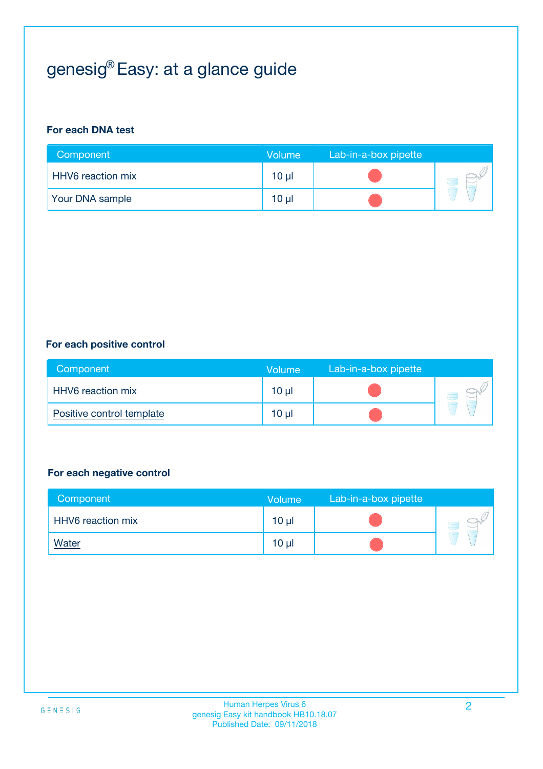# genesig® Easy: at a glance guide

**For each DNA test**

| Component | Volume | Lab-in-a-box pipette |
| --- | --- | --- |
| HHV6 reaction mix | 10 µl | ● |
| Your DNA sample | 10 µl | ● |

**For each positive control**

| Component | Volume | Lab-in-a-box pipette |
| --- | --- | --- |
| HHV6 reaction mix | 10 µl | ● |
| Positive control template | 10 µl | ● |

**For each negative control**

| Component | Volume | Lab-in-a-box pipette |
| --- | --- | --- |
| HHV6 reaction mix | 10 µl | ● |
| Water | 10 µl | ● |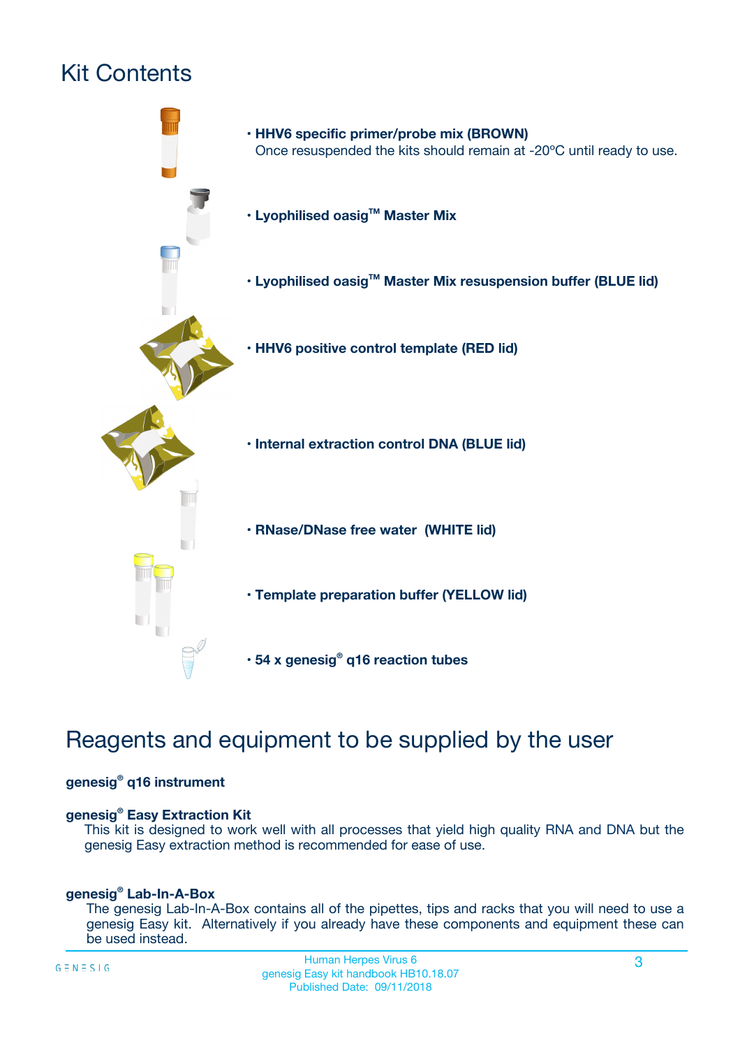# Kit Contents

- **HHV6 specific primer/probe mix (BROWN)**
  Once resuspended the kits should remain at -20ºC until ready to use.
- **Lyophilised oasig™ Master Mix**
- **Lyophilised oasig™ Master Mix resuspension buffer (BLUE lid)**
- **HHV6 positive control template (RED lid)**
- **Internal extraction control DNA (BLUE lid)**
- **RNase/DNase free water (WHITE lid)**
- **Template preparation buffer (YELLOW lid)**
- **54 x genesig® q16 reaction tubes**

# Reagents and equipment to be supplied by the user

**genesig® q16 instrument**

**genesig® Easy Extraction Kit**
This kit is designed to work well with all processes that yield high quality RNA and DNA but the genesig Easy extraction method is recommended for ease of use.

**genesig® Lab-In-A-Box**
The genesig Lab-In-A-Box contains all of the pipettes, tips and racks that you will need to use a genesig Easy kit. Alternatively if you already have these components and equipment these can be used instead.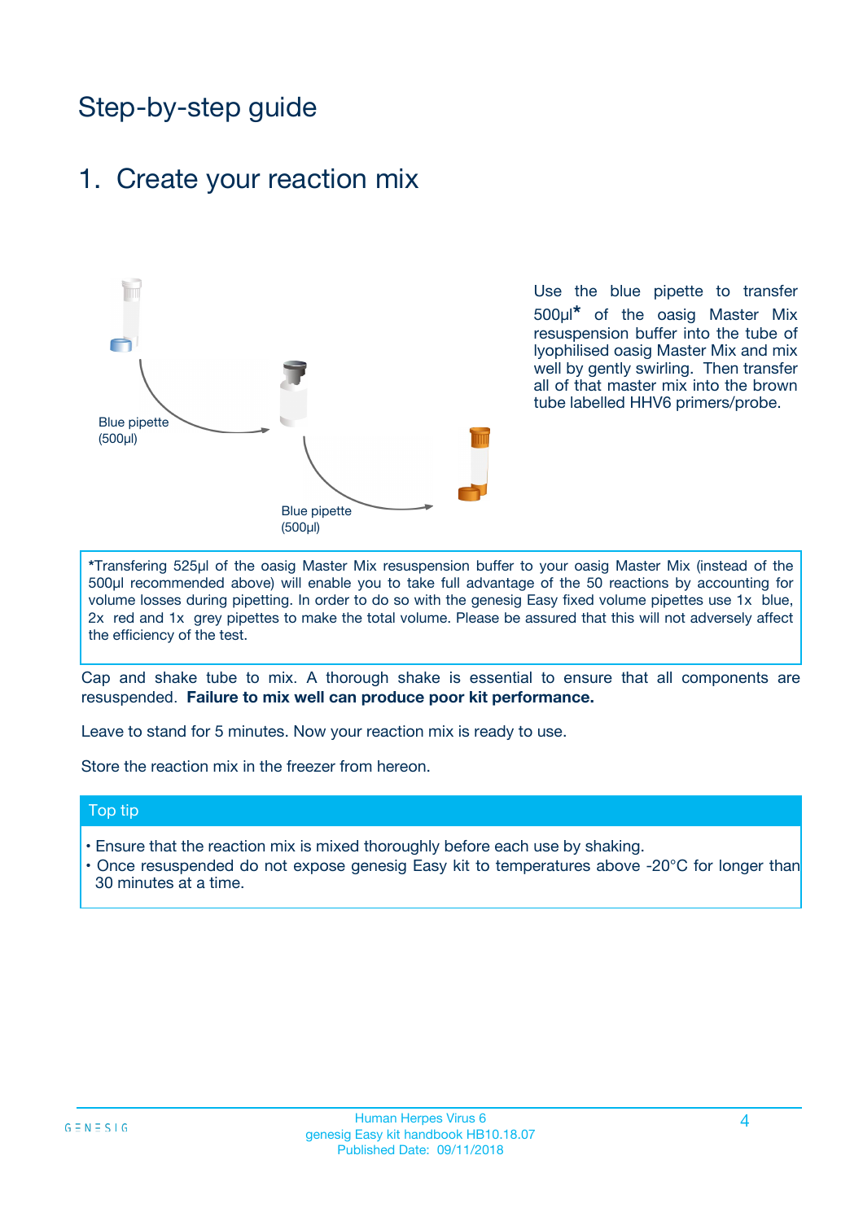# Step-by-step guide

## 1. Create your reaction mix

Blue pipette (500µl)

Blue pipette (500µl)

Use the blue pipette to transfer 500µl* of the oasig Master Mix resuspension buffer into the tube of lyophilised oasig Master Mix and mix well by gently swirling. Then transfer all of that master mix into the brown tube labelled HHV6 primers/probe.

*Transfering 525µl of the oasig Master Mix resuspension buffer to your oasig Master Mix (instead of the 500µl recommended above) will enable you to take full advantage of the 50 reactions by accounting for volume losses during pipetting. In order to do so with the genesig Easy fixed volume pipettes use 1x blue, 2x red and 1x grey pipettes to make the total volume. Please be assured that this will not adversely affect the efficiency of the test.

Cap and shake tube to mix. A thorough shake is essential to ensure that all components are resuspended. **Failure to mix well can produce poor kit performance.**

Leave to stand for 5 minutes. Now your reaction mix is ready to use.

Store the reaction mix in the freezer from hereon.

### Top tip

- Ensure that the reaction mix is mixed thoroughly before each use by shaking.
- Once resuspended do not expose genesig Easy kit to temperatures above -20°C for longer than 30 minutes at a time.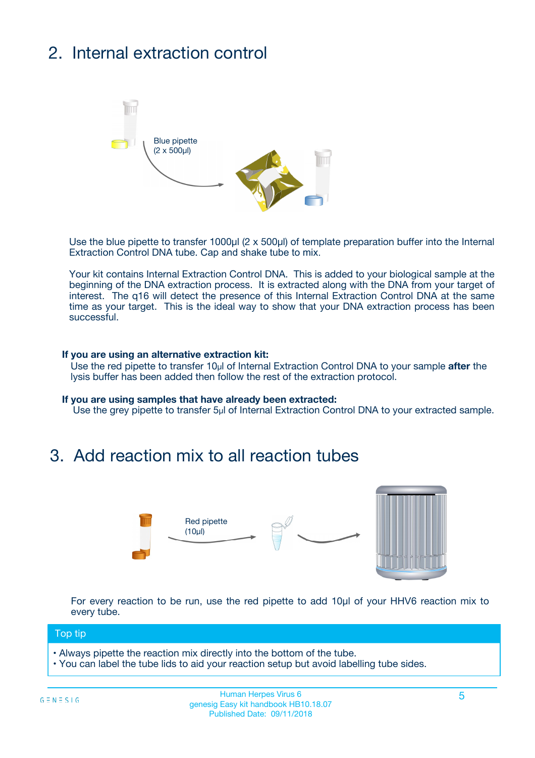## 2. Internal extraction control

Blue pipette
(2 x 500µl)

Use the blue pipette to transfer 1000µl (2 x 500µl) of template preparation buffer into the Internal Extraction Control DNA tube. Cap and shake tube to mix.

Your kit contains Internal Extraction Control DNA. This is added to your biological sample at the beginning of the DNA extraction process. It is extracted along with the DNA from your target of interest. The q16 will detect the presence of this Internal Extraction Control DNA at the same time as your target. This is the ideal way to show that your DNA extraction process has been successful.

**If you are using an alternative extraction kit:**
Use the red pipette to transfer 10µl of Internal Extraction Control DNA to your sample **after** the lysis buffer has been added then follow the rest of the extraction protocol.

**If you are using samples that have already been extracted:**
Use the grey pipette to transfer 5µl of Internal Extraction Control DNA to your extracted sample.

## 3. Add reaction mix to all reaction tubes

Red pipette
(10µl)

For every reaction to be run, use the red pipette to add 10µl of your HHV6 reaction mix to every tube.

**Top tip**

- Always pipette the reaction mix directly into the bottom of the tube.
- You can label the tube lids to aid your reaction setup but avoid labelling tube sides.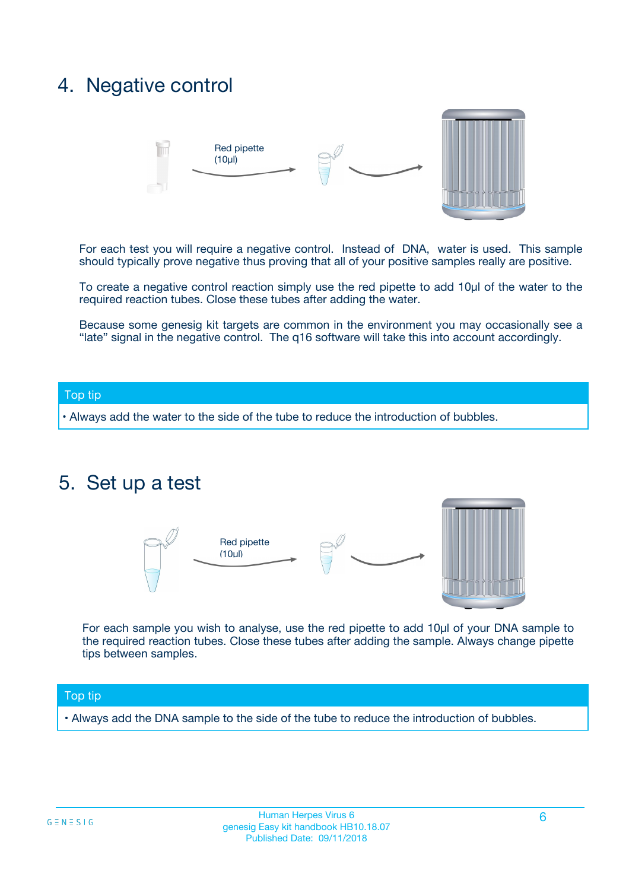## 4. Negative control

Red pipette (10µl)

For each test you will require a negative control. Instead of DNA, water is used. This sample should typically prove negative thus proving that all of your positive samples really are positive.

To create a negative control reaction simply use the red pipette to add 10µl of the water to the required reaction tubes. Close these tubes after adding the water.

Because some genesig kit targets are common in the environment you may occasionally see a "late" signal in the negative control. The q16 software will take this into account accordingly.

**Top tip**

- Always add the water to the side of the tube to reduce the introduction of bubbles.

## 5. Set up a test

Red pipette (10µl)

For each sample you wish to analyse, use the red pipette to add 10µl of your DNA sample to the required reaction tubes. Close these tubes after adding the sample. Always change pipette tips between samples.

**Top tip**

- Always add the DNA sample to the side of the tube to reduce the introduction of bubbles.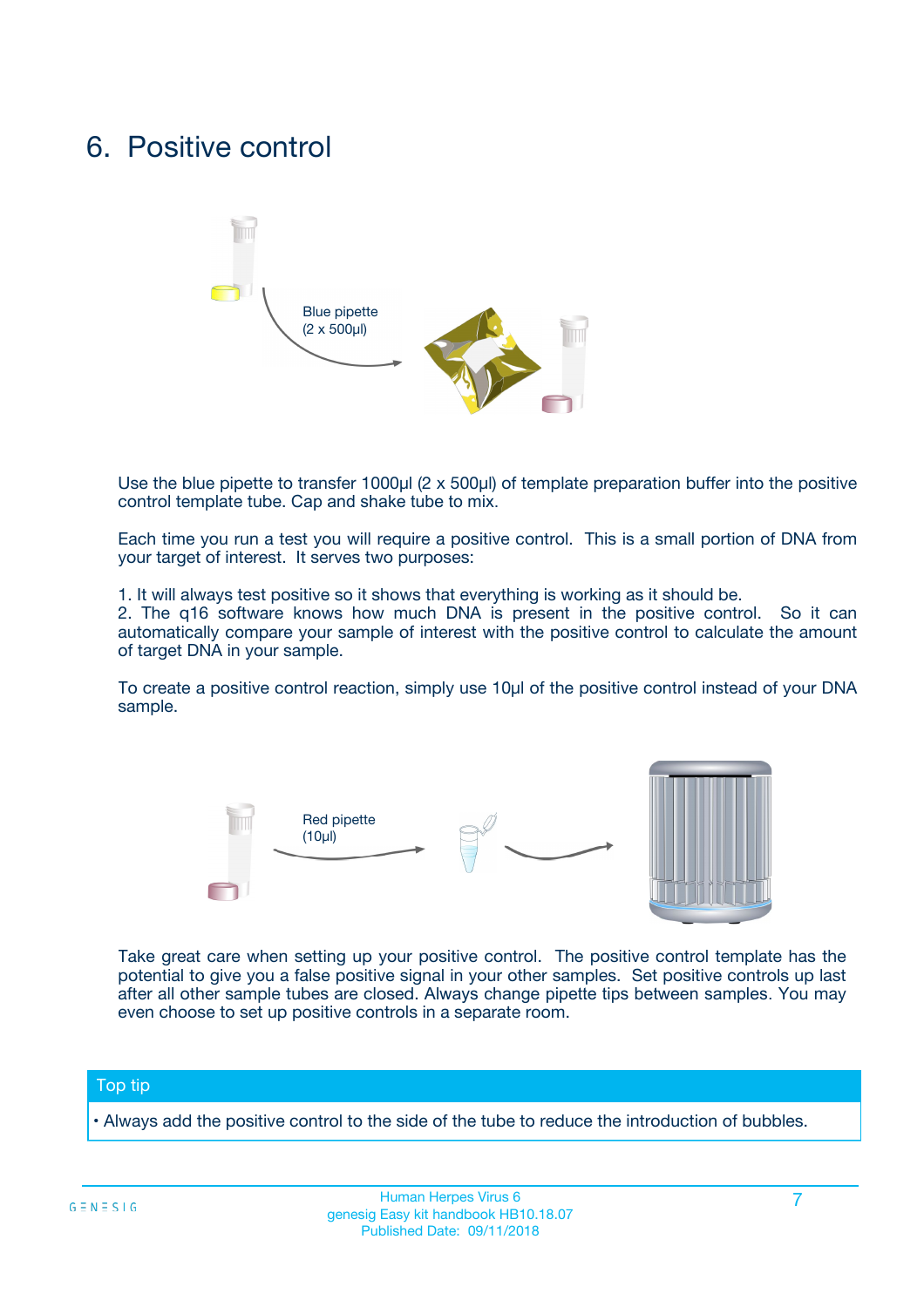# 6. Positive control

Blue pipette
(2 x 500µl)

Use the blue pipette to transfer 1000µl (2 x 500µl) of template preparation buffer into the positive control template tube. Cap and shake tube to mix.

Each time you run a test you will require a positive control. This is a small portion of DNA from your target of interest. It serves two purposes:

1. It will always test positive so it shows that everything is working as it should be.
2. The q16 software knows how much DNA is present in the positive control. So it can automatically compare your sample of interest with the positive control to calculate the amount of target DNA in your sample.

To create a positive control reaction, simply use 10µl of the positive control instead of your DNA sample.

Red pipette
(10µl)

Take great care when setting up your positive control. The positive control template has the potential to give you a false positive signal in your other samples. Set positive controls up last after all other sample tubes are closed. Always change pipette tips between samples. You may even choose to set up positive controls in a separate room.

**Top tip**

- Always add the positive control to the side of the tube to reduce the introduction of bubbles.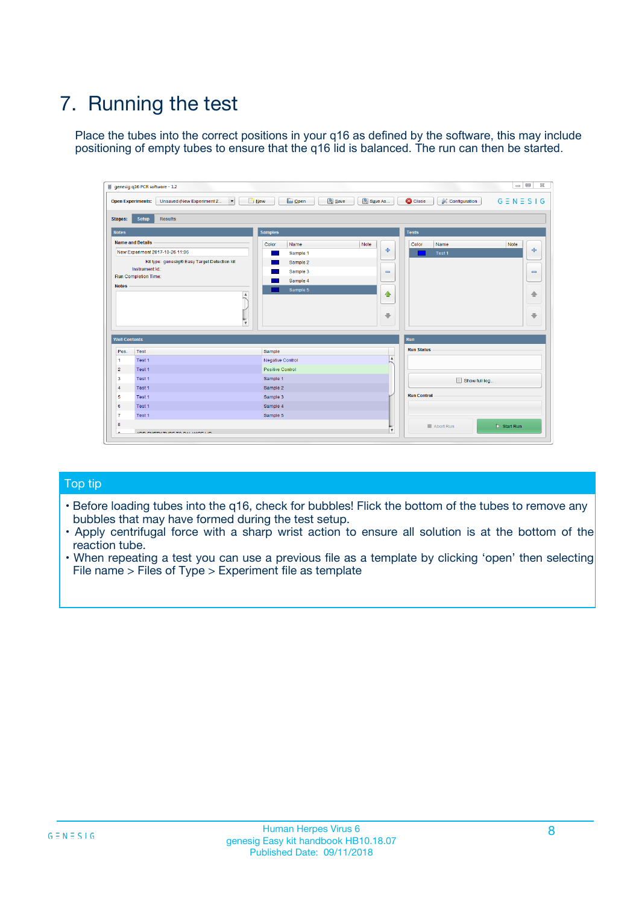# 7. Running the test

Place the tubes into the correct positions in your q16 as defined by the software, this may include positioning of empty tubes to ensure that the q16 lid is balanced. The run can then be started.

## Top tip

- Before loading tubes into the q16, check for bubbles! Flick the bottom of the tubes to remove any bubbles that may have formed during the test setup.
- Apply centrifugal force with a sharp wrist action to ensure all solution is at the bottom of the reaction tube.
- When repeating a test you can use a previous file as a template by clicking 'open' then selecting File name > Files of Type > Experiment file as template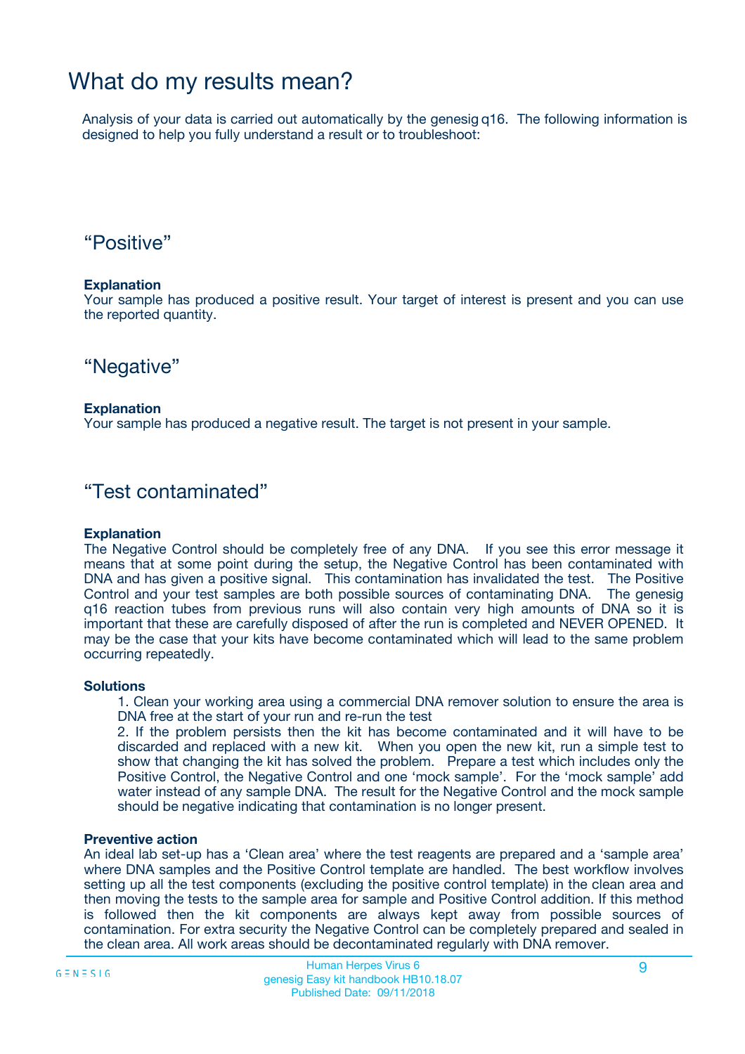# What do my results mean?

Analysis of your data is carried out automatically by the genesig q16. The following information is designed to help you fully understand a result or to troubleshoot:

## "Positive"

**Explanation**
Your sample has produced a positive result. Your target of interest is present and you can use the reported quantity.

## "Negative"

**Explanation**
Your sample has produced a negative result. The target is not present in your sample.

## "Test contaminated"

**Explanation**
The Negative Control should be completely free of any DNA. If you see this error message it means that at some point during the setup, the Negative Control has been contaminated with DNA and has given a positive signal. This contamination has invalidated the test. The Positive Control and your test samples are both possible sources of contaminating DNA. The genesig q16 reaction tubes from previous runs will also contain very high amounts of DNA so it is important that these are carefully disposed of after the run is completed and NEVER OPENED. It may be the case that your kits have become contaminated which will lead to the same problem occurring repeatedly.

**Solutions**

1. Clean your working area using a commercial DNA remover solution to ensure the area is DNA free at the start of your run and re-run the test
2. If the problem persists then the kit has become contaminated and it will have to be discarded and replaced with a new kit. When you open the new kit, run a simple test to show that changing the kit has solved the problem. Prepare a test which includes only the Positive Control, the Negative Control and one 'mock sample'. For the 'mock sample' add water instead of any sample DNA. The result for the Negative Control and the mock sample should be negative indicating that contamination is no longer present.

**Preventive action**
An ideal lab set-up has a 'Clean area' where the test reagents are prepared and a 'sample area' where DNA samples and the Positive Control template are handled. The best workflow involves setting up all the test components (excluding the positive control template) in the clean area and then moving the tests to the sample area for sample and Positive Control addition. If this method is followed then the kit components are always kept away from possible sources of contamination. For extra security the Negative Control can be completely prepared and sealed in the clean area. All work areas should be decontaminated regularly with DNA remover.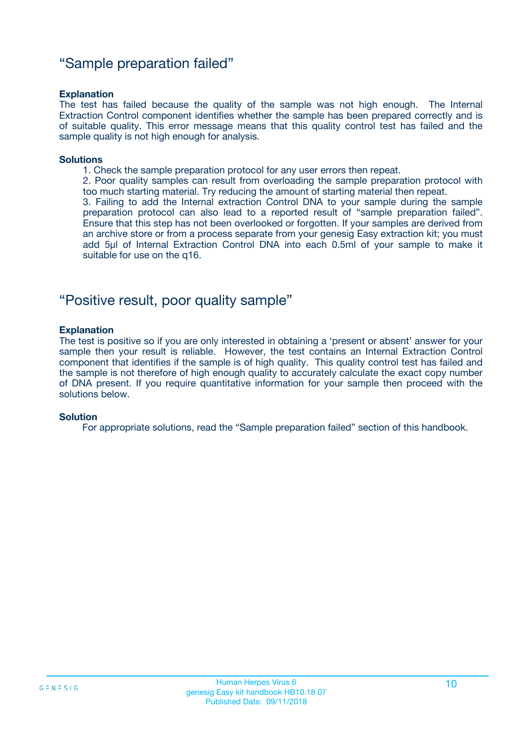## "Sample preparation failed"

**Explanation**

The test has failed because the quality of the sample was not high enough. The Internal Extraction Control component identifies whether the sample has been prepared correctly and is of suitable quality. This error message means that this quality control test has failed and the sample quality is not high enough for analysis.

**Solutions**

1. Check the sample preparation protocol for any user errors then repeat.
2. Poor quality samples can result from overloading the sample preparation protocol with too much starting material. Try reducing the amount of starting material then repeat.
3. Failing to add the Internal extraction Control DNA to your sample during the sample preparation protocol can also lead to a reported result of "sample preparation failed". Ensure that this step has not been overlooked or forgotten. If your samples are derived from an archive store or from a process separate from your genesig Easy extraction kit; you must add 5µl of Internal Extraction Control DNA into each 0.5ml of your sample to make it suitable for use on the q16.

## "Positive result, poor quality sample"

**Explanation**

The test is positive so if you are only interested in obtaining a 'present or absent' answer for your sample then your result is reliable. However, the test contains an Internal Extraction Control component that identifies if the sample is of high quality. This quality control test has failed and the sample is not therefore of high enough quality to accurately calculate the exact copy number of DNA present. If you require quantitative information for your sample then proceed with the solutions below.

**Solution**

For appropriate solutions, read the "Sample preparation failed" section of this handbook.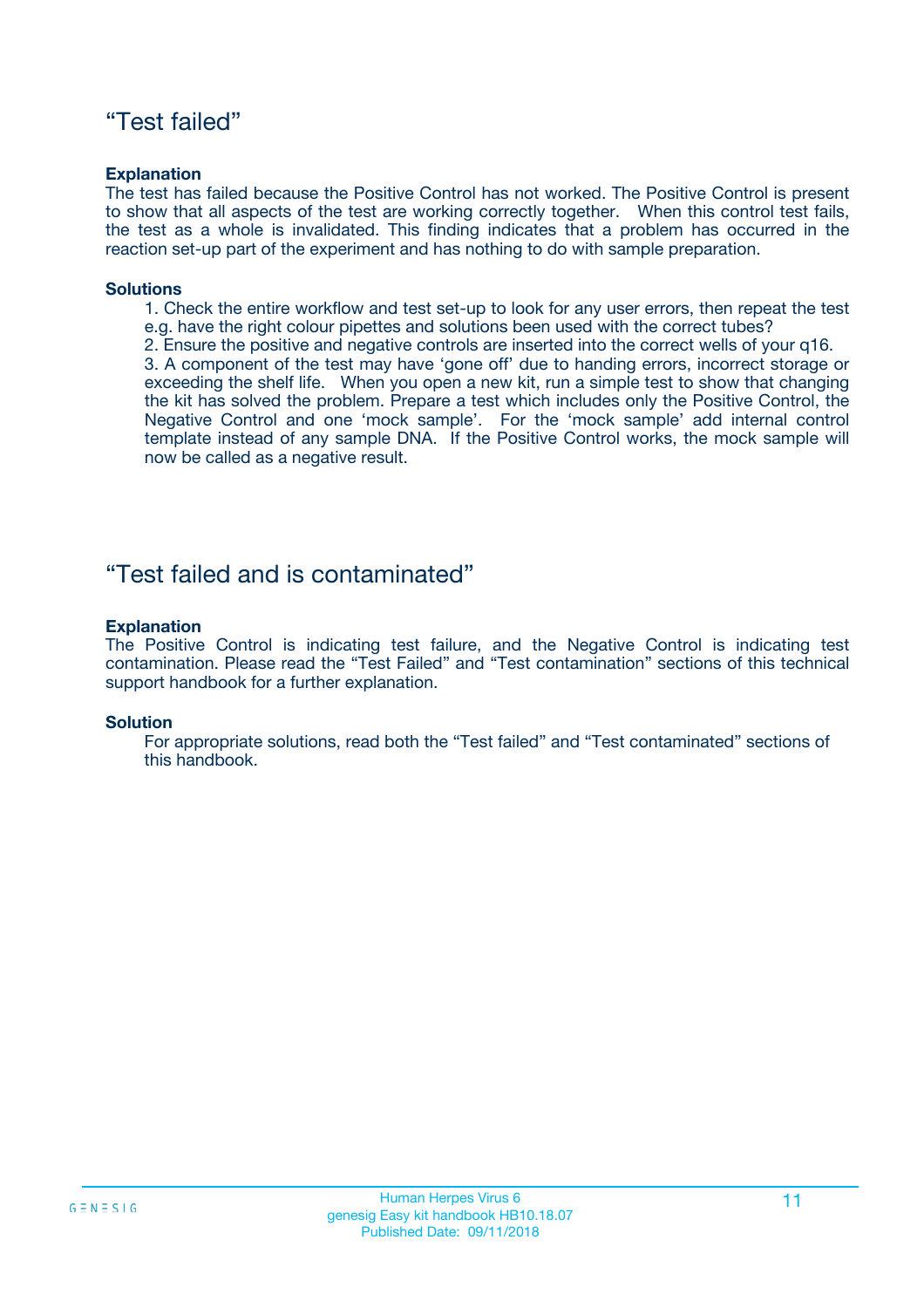## “Test failed”

**Explanation**

The test has failed because the Positive Control has not worked. The Positive Control is present to show that all aspects of the test are working correctly together. When this control test fails, the test as a whole is invalidated. This finding indicates that a problem has occurred in the reaction set-up part of the experiment and has nothing to do with sample preparation.

**Solutions**

1. Check the entire workflow and test set-up to look for any user errors, then repeat the test e.g. have the right colour pipettes and solutions been used with the correct tubes?
2. Ensure the positive and negative controls are inserted into the correct wells of your q16.
3. A component of the test may have ‘gone off’ due to handing errors, incorrect storage or exceeding the shelf life. When you open a new kit, run a simple test to show that changing the kit has solved the problem. Prepare a test which includes only the Positive Control, the Negative Control and one ‘mock sample’. For the ‘mock sample’ add internal control template instead of any sample DNA. If the Positive Control works, the mock sample will now be called as a negative result.

## “Test failed and is contaminated”

**Explanation**

The Positive Control is indicating test failure, and the Negative Control is indicating test contamination. Please read the “Test Failed” and “Test contamination” sections of this technical support handbook for a further explanation.

**Solution**

For appropriate solutions, read both the “Test failed” and “Test contaminated” sections of this handbook.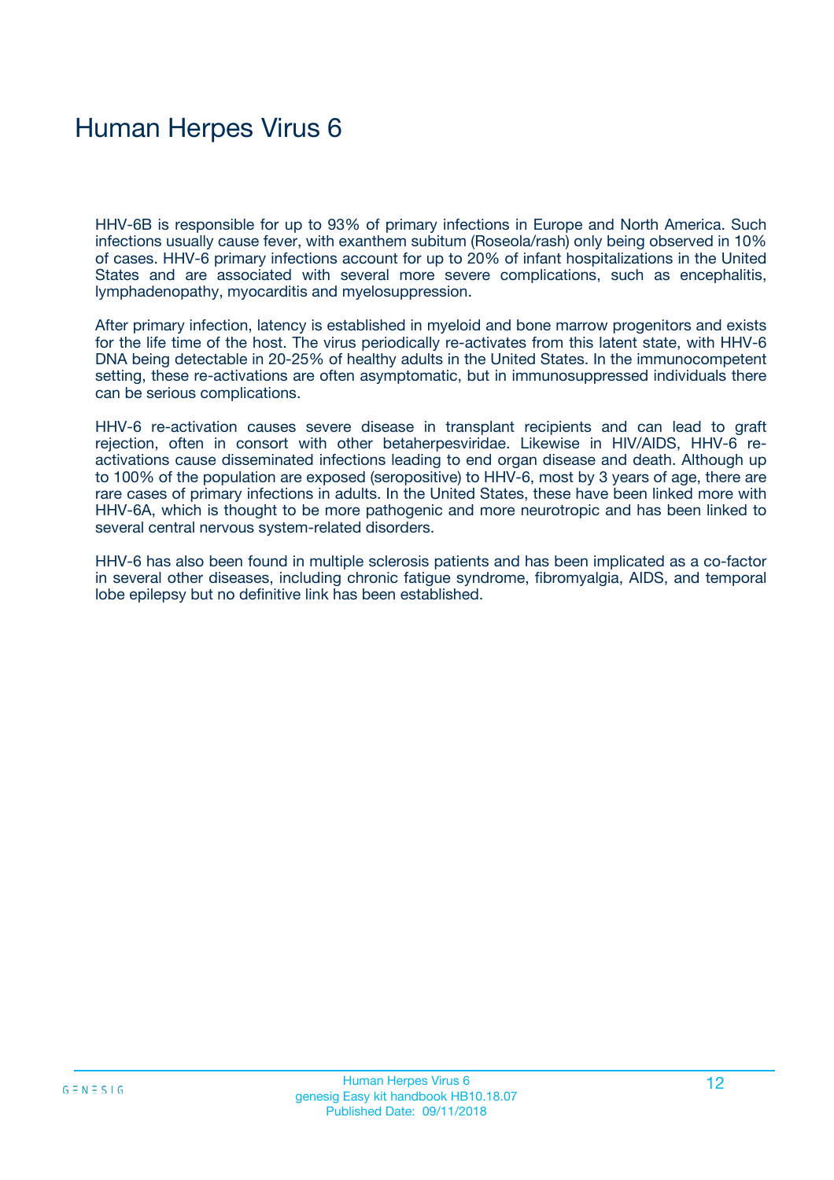# Human Herpes Virus 6

HHV-6B is responsible for up to 93% of primary infections in Europe and North America. Such infections usually cause fever, with exanthem subitum (Roseola/rash) only being observed in 10% of cases. HHV-6 primary infections account for up to 20% of infant hospitalizations in the United States and are associated with several more severe complications, such as encephalitis, lymphadenopathy, myocarditis and myelosuppression.

After primary infection, latency is established in myeloid and bone marrow progenitors and exists for the life time of the host. The virus periodically re-activates from this latent state, with HHV-6 DNA being detectable in 20-25% of healthy adults in the United States. In the immunocompetent setting, these re-activations are often asymptomatic, but in immunosuppressed individuals there can be serious complications.

HHV-6 re-activation causes severe disease in transplant recipients and can lead to graft rejection, often in consort with other betaherpesviridae. Likewise in HIV/AIDS, HHV-6 re-activations cause disseminated infections leading to end organ disease and death. Although up to 100% of the population are exposed (seropositive) to HHV-6, most by 3 years of age, there are rare cases of primary infections in adults. In the United States, these have been linked more with HHV-6A, which is thought to be more pathogenic and more neurotropic and has been linked to several central nervous system-related disorders.

HHV-6 has also been found in multiple sclerosis patients and has been implicated as a co-factor in several other diseases, including chronic fatigue syndrome, fibromyalgia, AIDS, and temporal lobe epilepsy but no definitive link has been established.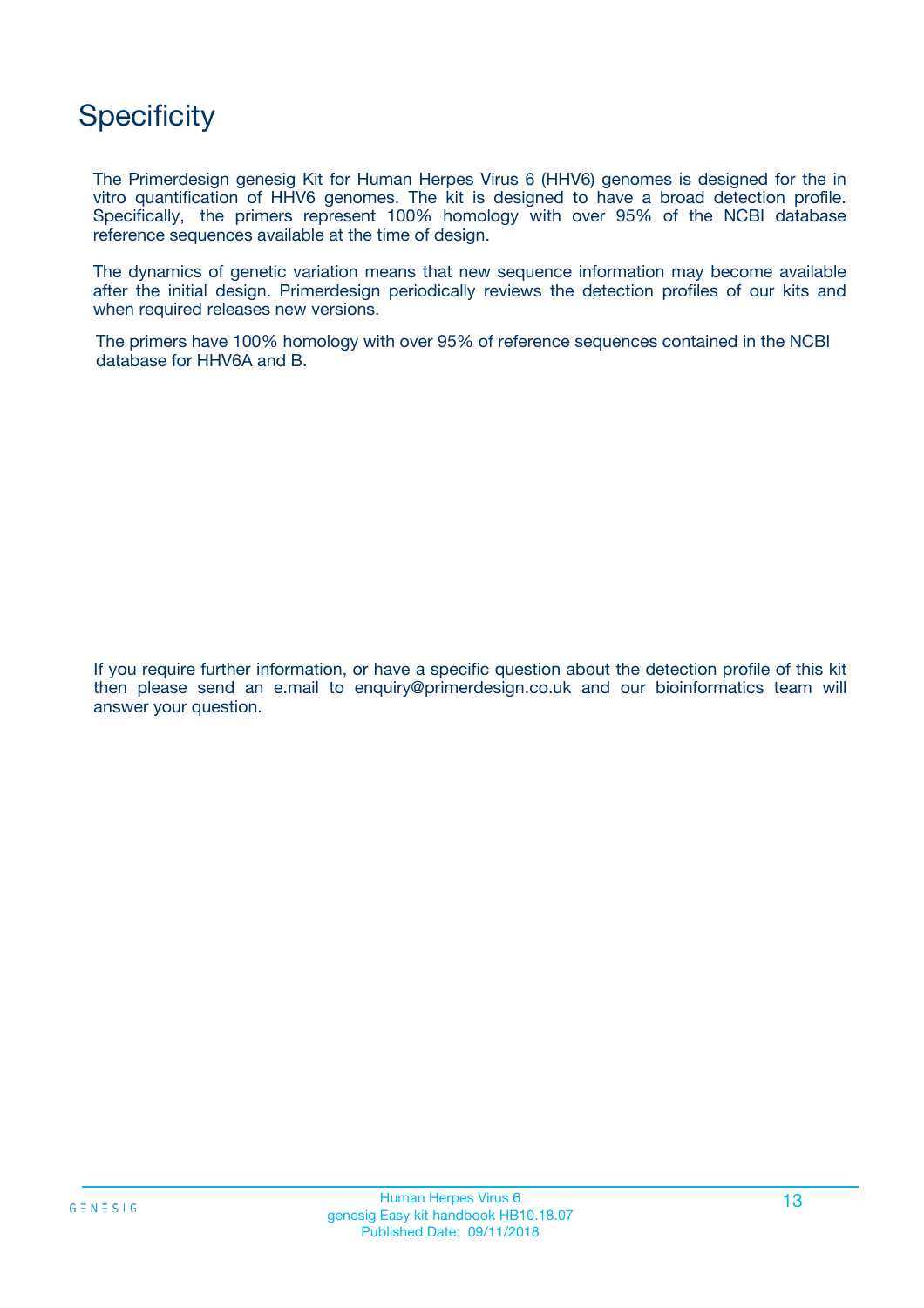# Specificity

The Primerdesign genesig Kit for Human Herpes Virus 6 (HHV6) genomes is designed for the in vitro quantification of HHV6 genomes. The kit is designed to have a broad detection profile. Specifically, the primers represent 100% homology with over 95% of the NCBI database reference sequences available at the time of design.

The dynamics of genetic variation means that new sequence information may become available after the initial design. Primerdesign periodically reviews the detection profiles of our kits and when required releases new versions.

The primers have 100% homology with over 95% of reference sequences contained in the NCBI database for HHV6A and B.

If you require further information, or have a specific question about the detection profile of this kit then please send an e.mail to enquiry@primerdesign.co.uk and our bioinformatics team will answer your question.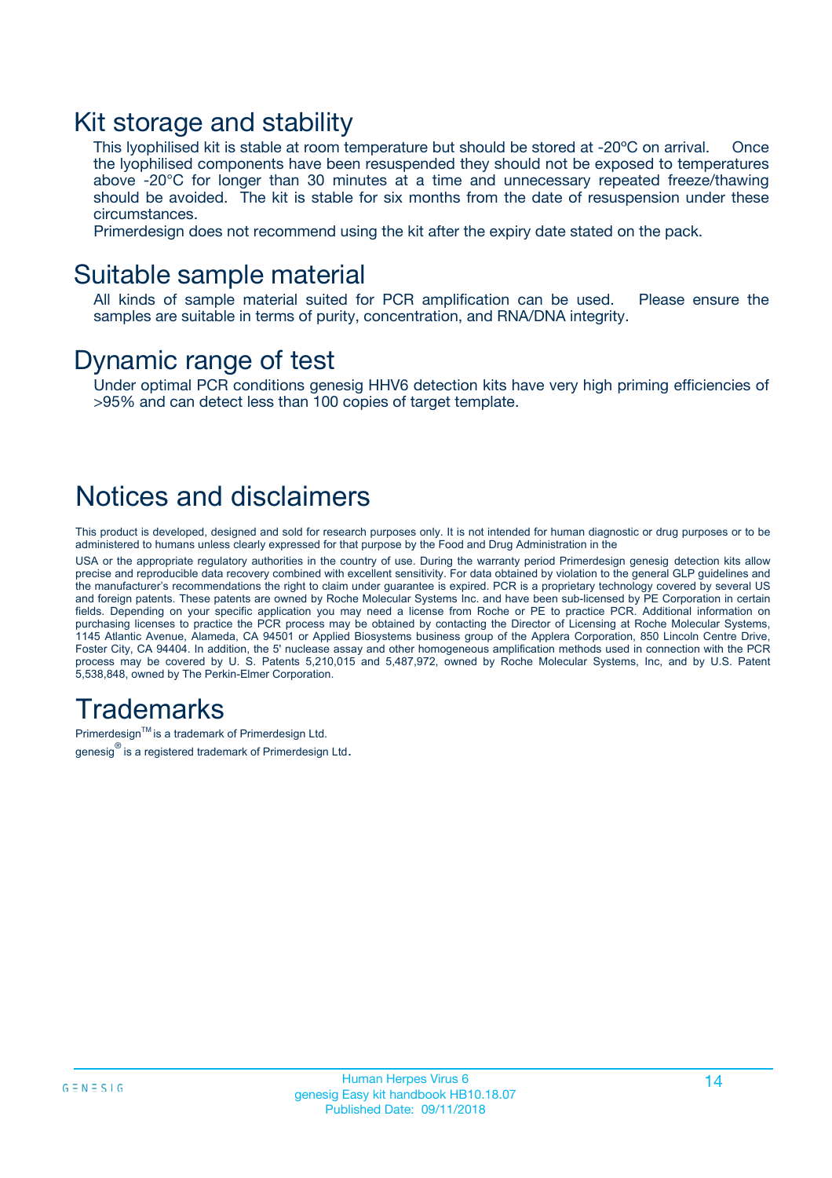# Kit storage and stability

This lyophilised kit is stable at room temperature but should be stored at -20ºC on arrival. Once the lyophilised components have been resuspended they should not be exposed to temperatures above -20°C for longer than 30 minutes at a time and unnecessary repeated freeze/thawing should be avoided. The kit is stable for six months from the date of resuspension under these circumstances.

Primerdesign does not recommend using the kit after the expiry date stated on the pack.

# Suitable sample material

All kinds of sample material suited for PCR amplification can be used. Please ensure the samples are suitable in terms of purity, concentration, and RNA/DNA integrity.

# Dynamic range of test

Under optimal PCR conditions genesig HHV6 detection kits have very high priming efficiencies of >95% and can detect less than 100 copies of target template.

# Notices and disclaimers

This product is developed, designed and sold for research purposes only. It is not intended for human diagnostic or drug purposes or to be administered to humans unless clearly expressed for that purpose by the Food and Drug Administration in the USA or the appropriate regulatory authorities in the country of use. During the warranty period Primerdesign genesig detection kits allow precise and reproducible data recovery combined with excellent sensitivity. For data obtained by violation to the general GLP guidelines and the manufacturer's recommendations the right to claim under guarantee is expired. PCR is a proprietary technology covered by several US and foreign patents. These patents are owned by Roche Molecular Systems Inc. and have been sub-licensed by PE Corporation in certain fields. Depending on your specific application you may need a license from Roche or PE to practice PCR. Additional information on purchasing licenses to practice the PCR process may be obtained by contacting the Director of Licensing at Roche Molecular Systems, 1145 Atlantic Avenue, Alameda, CA 94501 or Applied Biosystems business group of the Applera Corporation, 850 Lincoln Centre Drive, Foster City, CA 94404. In addition, the 5' nuclease assay and other homogeneous amplification methods used in connection with the PCR process may be covered by U. S. Patents 5,210,015 and 5,487,972, owned by Roche Molecular Systems, Inc, and by U.S. Patent 5,538,848, owned by The Perkin-Elmer Corporation.

# Trademarks

Primerdesign™ is a trademark of Primerdesign Ltd.

genesig® is a registered trademark of Primerdesign Ltd.